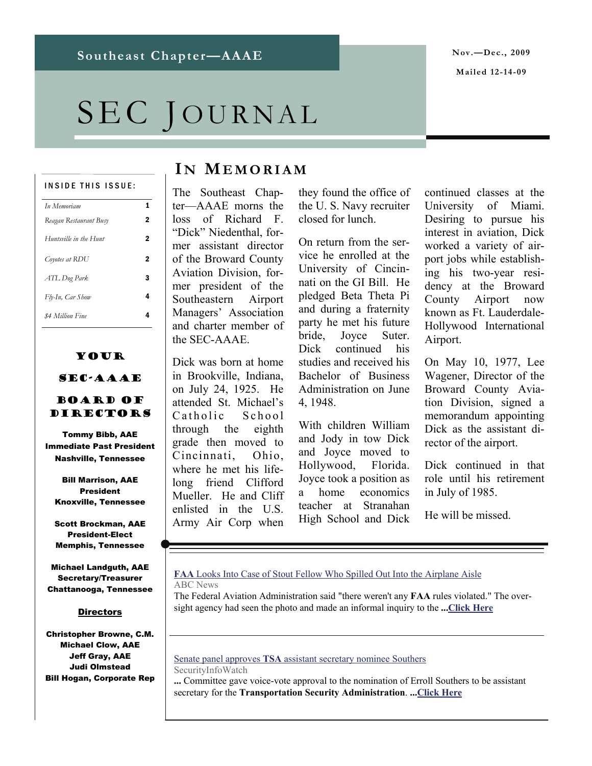Southeast Chapter—AAAE

Nov.—Dec., 2009

Mailed 12-14-09

# SEC Journal

**INSIDE THIS ISSUE:**

| | |
|---|---|
| *In Memoriam* | 1 |
| *Reagan Restaurant Busy* | 2 |
| *Huntsville in the Hunt* | 2 |
| *Coyotes at RDU* | 2 |
| *ATL Dog Park* | 3 |
| *Fly-In, Car Show* | 4 |
| *$4 Million Fine* | 4 |

## Your SEC-AAAE Board of Directors

**Tommy Bibb, AAE**
**Immediate Past President**
**Nashville, Tennessee**

**Bill Marrison, AAE**
**President**
**Knoxville, Tennessee**

**Scott Brockman, AAE**
**President-Elect**
**Memphis, Tennessee**

**Michael Landguth, AAE**
**Secretary/Treasurer**
**Chattanooga, Tennessee**

**Directors**

**Christopher Browne, C.M.**
**Michael Clow, AAE**
**Jeff Gray, AAE**
**Judi Olmstead**
**Bill Hogan, Corporate Rep**

## In Memoriam

The Southeast Chapter—AAAE morns the loss of Richard F. "Dick" Niedenthal, former assistant director of the Broward County Aviation Division, former president of the Southeastern Airport Managers' Association and charter member of the SEC-AAAE.

Dick was born at home in Brookville, Indiana, on July 24, 1925. He attended St. Michael's Catholic School through the eighth grade then moved to Cincinnati, Ohio, where he met his lifelong friend Clifford Mueller. He and Cliff enlisted in the U.S. Army Air Corp when they found the office of the U. S. Navy recruiter closed for lunch.

On return from the service he enrolled at the University of Cincinnati on the GI Bill. He pledged Beta Theta Pi and during a fraternity party he met his future bride, Joyce Suter. Dick continued his studies and received his Bachelor of Business Administration on June 4, 1948.

With children William and Jody in tow Dick and Joyce moved to Hollywood, Florida. Joyce took a position as a home economics teacher at Stranahan High School and Dick continued classes at the University of Miami. Desiring to pursue his interest in aviation, Dick worked a variety of airport jobs while establishing his two-year residency at the Broward County Airport now known as Ft. Lauderdale-Hollywood International Airport.

On May 10, 1977, Lee Wagener, Director of the Broward County Aviation Division, signed a memorandum appointing Dick as the assistant director of the airport.

Dick continued in that role until his retirement in July of 1985.

He will be missed.

---

**FAA** Looks Into Case of Stout Fellow Who Spilled Out Into the Airplane Aisle
ABC News
The Federal Aviation Administration said "there weren't any **FAA** rules violated." The oversight agency had seen the photo and made an informal inquiry to the **...Click Here**

---

Senate panel approves **TSA** assistant secretary nominee Southers
SecurityInfoWatch
**...** Committee gave voice-vote approval to the nomination of Erroll Southers to be assistant secretary for the **Transportation Security Administration**. **...Click Here**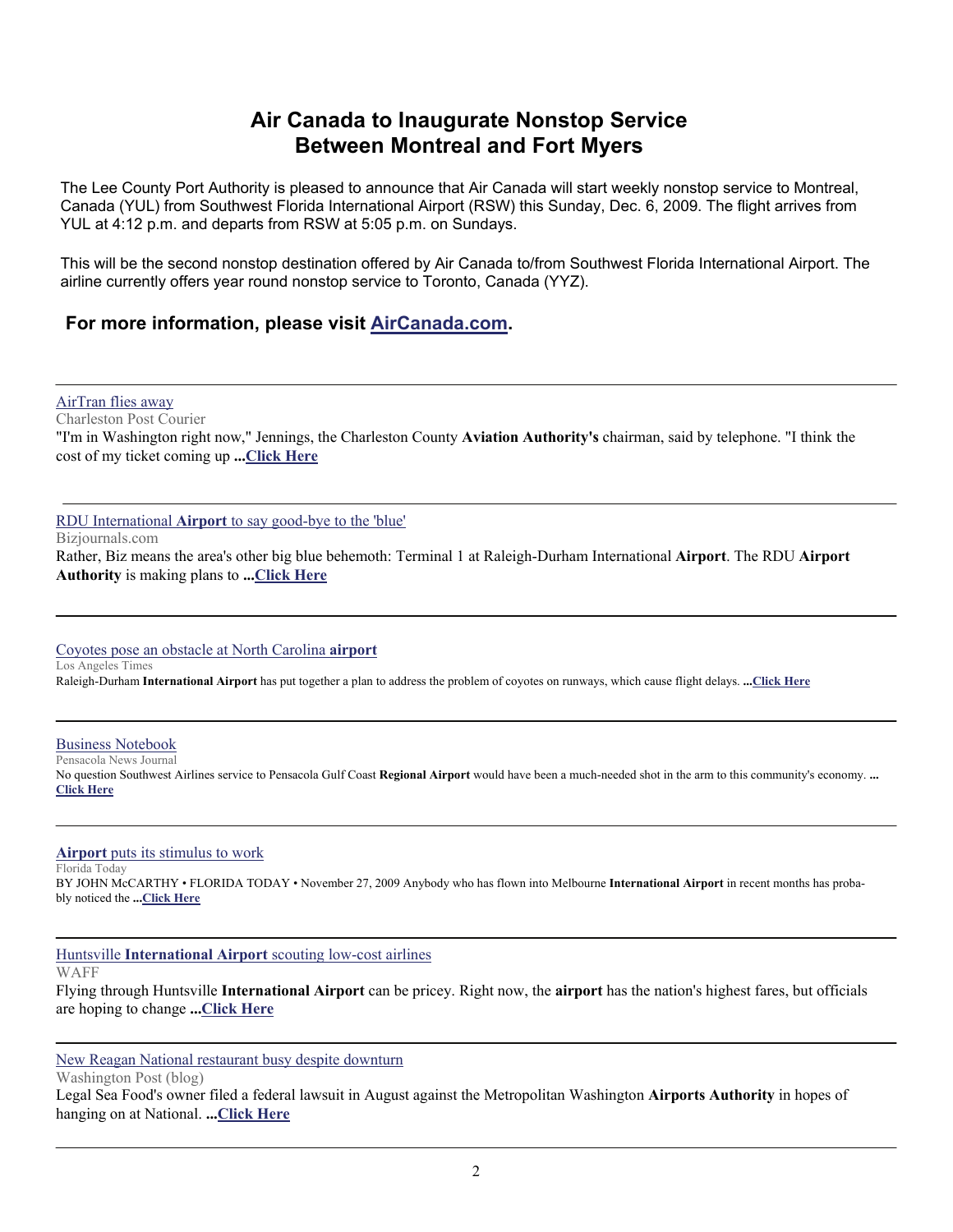# Air Canada to Inaugurate Nonstop Service Between Montreal and Fort Myers

The Lee County Port Authority is pleased to announce that Air Canada will start weekly nonstop service to Montreal, Canada (YUL) from Southwest Florida International Airport (RSW) this Sunday, Dec. 6, 2009. The flight arrives from YUL at 4:12 p.m. and departs from RSW at 5:05 p.m. on Sundays.

This will be the second nonstop destination offered by Air Canada to/from Southwest Florida International Airport. The airline currently offers year round nonstop service to Toronto, Canada (YYZ).

**For more information, please visit AirCanada.com.**

---

AirTran flies away
Charleston Post Courier
"I'm in Washington right now," Jennings, the Charleston County **Aviation Authority's** chairman, said by telephone. "I think the cost of my ticket coming up **...Click Here**

---

RDU International **Airport** to say good-bye to the 'blue'
Bizjournals.com
Rather, Biz means the area's other big blue behemoth: Terminal 1 at Raleigh-Durham International **Airport**. The RDU **Airport Authority** is making plans to **...Click Here**

---

Coyotes pose an obstacle at North Carolina **airport**
Los Angeles Times
Raleigh-Durham **International Airport** has put together a plan to address the problem of coyotes on runways, which cause flight delays. **...Click Here**

---

Business Notebook
Pensacola News Journal
No question Southwest Airlines service to Pensacola Gulf Coast **Regional Airport** would have been a much-needed shot in the arm to this community's economy. **... Click Here**

---

**Airport** puts its stimulus to work
Florida Today
BY JOHN McCARTHY • FLORIDA TODAY • November 27, 2009 Anybody who has flown into Melbourne **International Airport** in recent months has probably noticed the **...Click Here**

---

Huntsville **International Airport** scouting low-cost airlines
WAFF
Flying through Huntsville **International Airport** can be pricey. Right now, the **airport** has the nation's highest fares, but officials are hoping to change **...Click Here**

---

New Reagan National restaurant busy despite downturn
Washington Post (blog)
Legal Sea Food's owner filed a federal lawsuit in August against the Metropolitan Washington **Airports Authority** in hopes of hanging on at National. **...Click Here**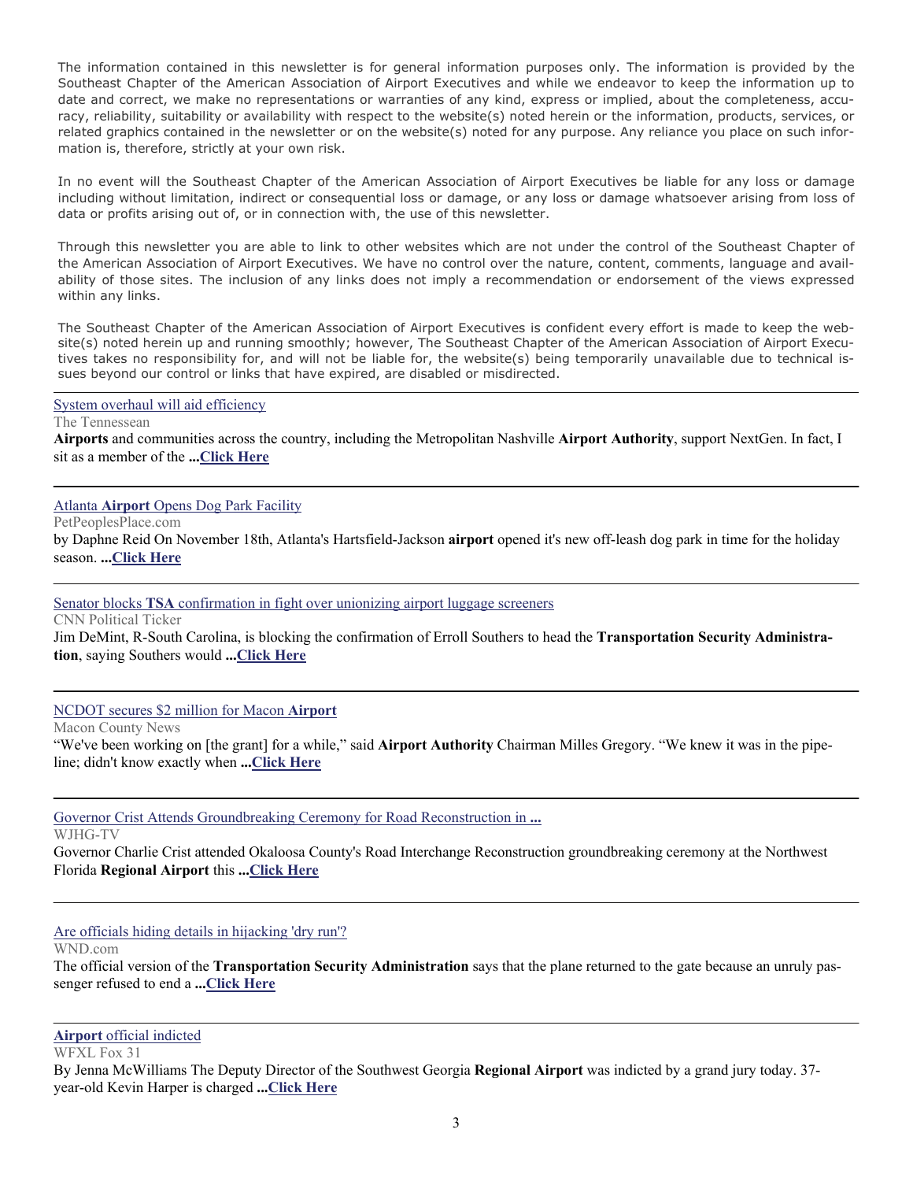The information contained in this newsletter is for general information purposes only. The information is provided by the Southeast Chapter of the American Association of Airport Executives and while we endeavor to keep the information up to date and correct, we make no representations or warranties of any kind, express or implied, about the completeness, accuracy, reliability, suitability or availability with respect to the website(s) noted herein or the information, products, services, or related graphics contained in the newsletter or on the website(s) noted for any purpose. Any reliance you place on such information is, therefore, strictly at your own risk.

In no event will the Southeast Chapter of the American Association of Airport Executives be liable for any loss or damage including without limitation, indirect or consequential loss or damage, or any loss or damage whatsoever arising from loss of data or profits arising out of, or in connection with, the use of this newsletter.

Through this newsletter you are able to link to other websites which are not under the control of the Southeast Chapter of the American Association of Airport Executives. We have no control over the nature, content, comments, language and availability of those sites. The inclusion of any links does not imply a recommendation or endorsement of the views expressed within any links.

The Southeast Chapter of the American Association of Airport Executives is confident every effort is made to keep the website(s) noted herein up and running smoothly; however, The Southeast Chapter of the American Association of Airport Executives takes no responsibility for, and will not be liable for, the website(s) being temporarily unavailable due to technical issues beyond our control or links that have expired, are disabled or misdirected.

---

System overhaul will aid efficiency

The Tennessean

**Airports** and communities across the country, including the Metropolitan Nashville **Airport Authority**, support NextGen. In fact, I sit as a member of the **...Click Here**

---

Atlanta **Airport** Opens Dog Park Facility

PetPeoplesPlace.com

by Daphne Reid On November 18th, Atlanta's Hartsfield-Jackson **airport** opened it's new off-leash dog park in time for the holiday season. **...Click Here**

---

Senator blocks **TSA** confirmation in fight over unionizing airport luggage screeners

CNN Political Ticker

Jim DeMint, R-South Carolina, is blocking the confirmation of Erroll Southers to head the **Transportation Security Administration**, saying Southers would **...Click Here**

---

NCDOT secures $2 million for Macon **Airport**

Macon County News

"We've been working on [the grant] for a while," said **Airport Authority** Chairman Milles Gregory. "We knew it was in the pipeline; didn't know exactly when **...Click Here**

---

Governor Crist Attends Groundbreaking Ceremony for Road Reconstruction in **...**

WJHG-TV

Governor Charlie Crist attended Okaloosa County's Road Interchange Reconstruction groundbreaking ceremony at the Northwest Florida **Regional Airport** this **...Click Here**

---

Are officials hiding details in hijacking 'dry run'?

WND.com

The official version of the **Transportation Security Administration** says that the plane returned to the gate because an unruly passenger refused to end a **...Click Here**

---

**Airport** official indicted

WFXL Fox 31

By Jenna McWilliams The Deputy Director of the Southwest Georgia **Regional Airport** was indicted by a grand jury today. 37-year-old Kevin Harper is charged **...Click Here**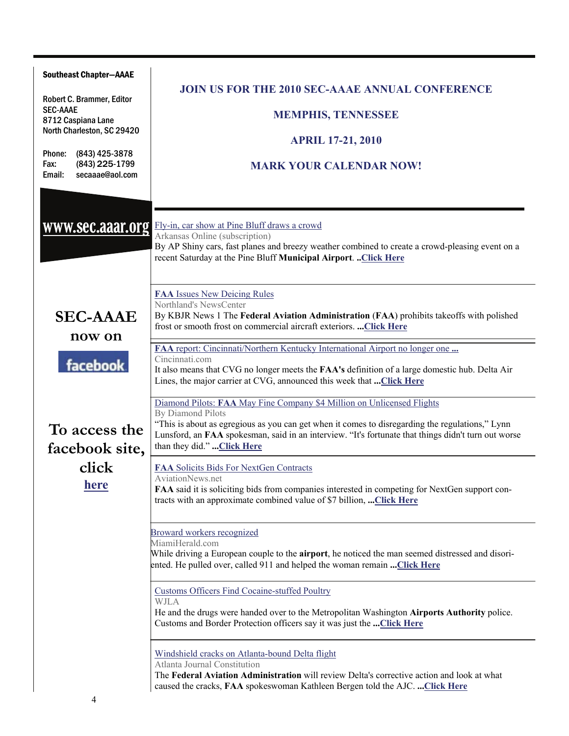**Southeast Chapter—AAAE**

Robert C. Brammer, Editor
SEC-AAAE
8712 Caspiana Lane
North Charleston, SC 29420

Phone: (843) 425-3878
Fax: (843) 225-1799
Email: secaaae@aol.com

**www.sec.aaar.org**

## SEC-AAAE now on facebook

To access the facebook site, click here

## JOIN US FOR THE 2010 SEC-AAAE ANNUAL CONFERENCE

## MEMPHIS, TENNESSEE

## APRIL 17-21, 2010

## MARK YOUR CALENDAR NOW!

---

Fly-in, car show at Pine Bluff draws a crowd
Arkansas Online (subscription)
By AP Shiny cars, fast planes and breezy weather combined to create a crowd-pleasing event on a recent Saturday at the Pine Bluff **Municipal Airport**. ..**Click Here**

---

**FAA** Issues New Deicing Rules
Northland's NewsCenter
By KBJR News 1 The **Federal Aviation Administration** (**FAA**) prohibits takeoffs with polished frost or smooth frost on commercial aircraft exteriors. **...Click Here**

---

**FAA** report: Cincinnati/Northern Kentucky International Airport no longer one **...**
Cincinnati.com
It also means that CVG no longer meets the **FAA's** definition of a large domestic hub. Delta Air Lines, the major carrier at CVG, announced this week that **...Click Here**

---

Diamond Pilots: **FAA** May Fine Company $4 Million on Unlicensed Flights
By Diamond Pilots
"This is about as egregious as you can get when it comes to disregarding the regulations," Lynn Lunsford, an **FAA** spokesman, said in an interview. "It's fortunate that things didn't turn out worse than they did." **...Click Here**

---

**FAA** Solicits Bids For NextGen Contracts
AviationNews.net
**FAA** said it is soliciting bids from companies interested in competing for NextGen support contracts with an approximate combined value of $7 billion, **...Click Here**

---

Broward workers recognized
MiamiHerald.com
While driving a European couple to the **airport**, he noticed the man seemed distressed and disoriented. He pulled over, called 911 and helped the woman remain **...Click Here**

---

Customs Officers Find Cocaine-stuffed Poultry
WJLA
He and the drugs were handed over to the Metropolitan Washington **Airports Authority** police. Customs and Border Protection officers say it was just the **...Click Here**

---

Windshield cracks on Atlanta-bound Delta flight
Atlanta Journal Constitution
The **Federal Aviation Administration** will review Delta's corrective action and look at what caused the cracks, **FAA** spokeswoman Kathleen Bergen told the AJC. **...Click Here**